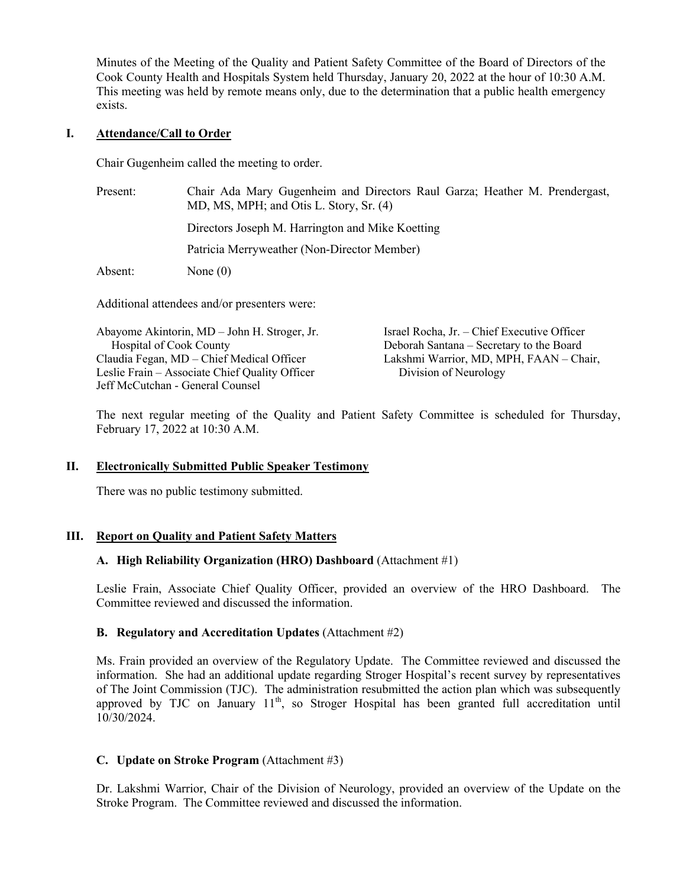Minutes of the Meeting of the Quality and Patient Safety Committee of the Board of Directors of the Cook County Health and Hospitals System held Thursday, January 20, 2022 at the hour of 10:30 A.M. This meeting was held by remote means only, due to the determination that a public health emergency exists.

## I. Attendance/Call to Order

Chair Gugenheim called the meeting to order.

Present: Chair Ada Mary Gugenheim and Directors Raul Garza; Heather M. Prendergast, MD, MS, MPH; and Otis L. Story, Sr. (4)

Directors Joseph M. Harrington and Mike Koetting

Patricia Merryweather (Non-Director Member)

Absent: None (0)

Additional attendees and/or presenters were:

Abayome Akintorin, MD – John H. Stroger, Jr. Hospital of Cook County
Claudia Fegan, MD – Chief Medical Officer
Leslie Frain – Associate Chief Quality Officer
Jeff McCutchan - General Counsel
Israel Rocha, Jr. – Chief Executive Officer
Deborah Santana – Secretary to the Board
Lakshmi Warrior, MD, MPH, FAAN – Chair, Division of Neurology

The next regular meeting of the Quality and Patient Safety Committee is scheduled for Thursday, February 17, 2022 at 10:30 A.M.

## II. Electronically Submitted Public Speaker Testimony

There was no public testimony submitted.

## III. Report on Quality and Patient Safety Matters

### A. High Reliability Organization (HRO) Dashboard (Attachment #1)

Leslie Frain, Associate Chief Quality Officer, provided an overview of the HRO Dashboard. The Committee reviewed and discussed the information.

### B. Regulatory and Accreditation Updates (Attachment #2)

Ms. Frain provided an overview of the Regulatory Update. The Committee reviewed and discussed the information. She had an additional update regarding Stroger Hospital's recent survey by representatives of The Joint Commission (TJC). The administration resubmitted the action plan which was subsequently approved by TJC on January 11th, so Stroger Hospital has been granted full accreditation until 10/30/2024.

### C. Update on Stroke Program (Attachment #3)

Dr. Lakshmi Warrior, Chair of the Division of Neurology, provided an overview of the Update on the Stroke Program. The Committee reviewed and discussed the information.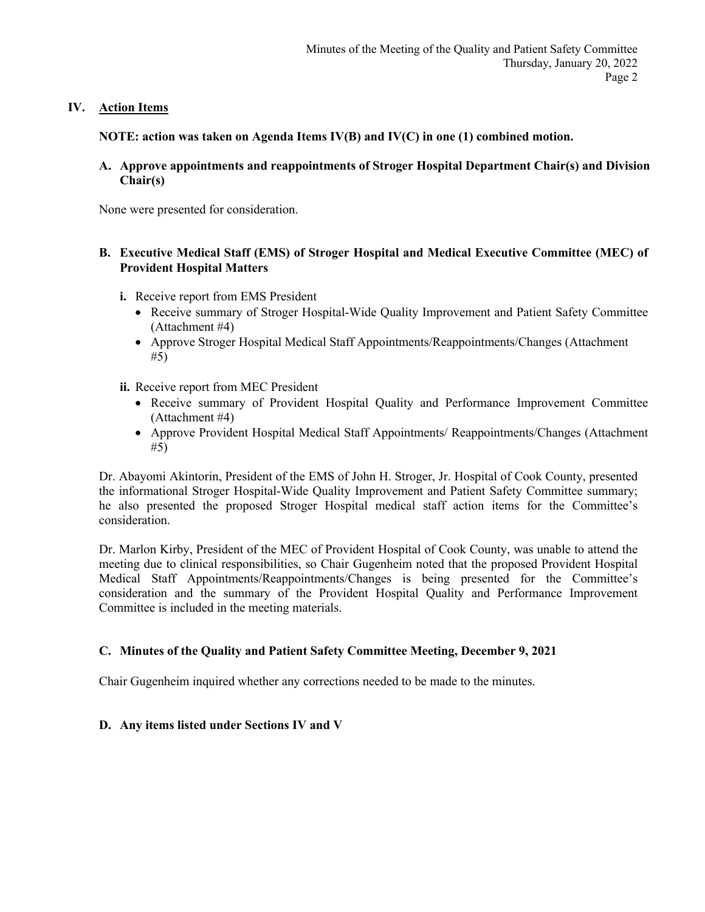## IV. Action Items

**NOTE: action was taken on Agenda Items IV(B) and IV(C) in one (1) combined motion.**

**A. Approve appointments and reappointments of Stroger Hospital Department Chair(s) and Division Chair(s)**

None were presented for consideration.

**B. Executive Medical Staff (EMS) of Stroger Hospital and Medical Executive Committee (MEC) of Provident Hospital Matters**

**i.** Receive report from EMS President
- Receive summary of Stroger Hospital-Wide Quality Improvement and Patient Safety Committee (Attachment #4)
- Approve Stroger Hospital Medical Staff Appointments/Reappointments/Changes (Attachment #5)

**ii.** Receive report from MEC President
- Receive summary of Provident Hospital Quality and Performance Improvement Committee (Attachment #4)
- Approve Provident Hospital Medical Staff Appointments/ Reappointments/Changes (Attachment #5)

Dr. Abayomi Akintorin, President of the EMS of John H. Stroger, Jr. Hospital of Cook County, presented the informational Stroger Hospital-Wide Quality Improvement and Patient Safety Committee summary; he also presented the proposed Stroger Hospital medical staff action items for the Committee's consideration.

Dr. Marlon Kirby, President of the MEC of Provident Hospital of Cook County, was unable to attend the meeting due to clinical responsibilities, so Chair Gugenheim noted that the proposed Provident Hospital Medical Staff Appointments/Reappointments/Changes is being presented for the Committee's consideration and the summary of the Provident Hospital Quality and Performance Improvement Committee is included in the meeting materials.

**C. Minutes of the Quality and Patient Safety Committee Meeting, December 9, 2021**

Chair Gugenheim inquired whether any corrections needed to be made to the minutes.

**D. Any items listed under Sections IV and V**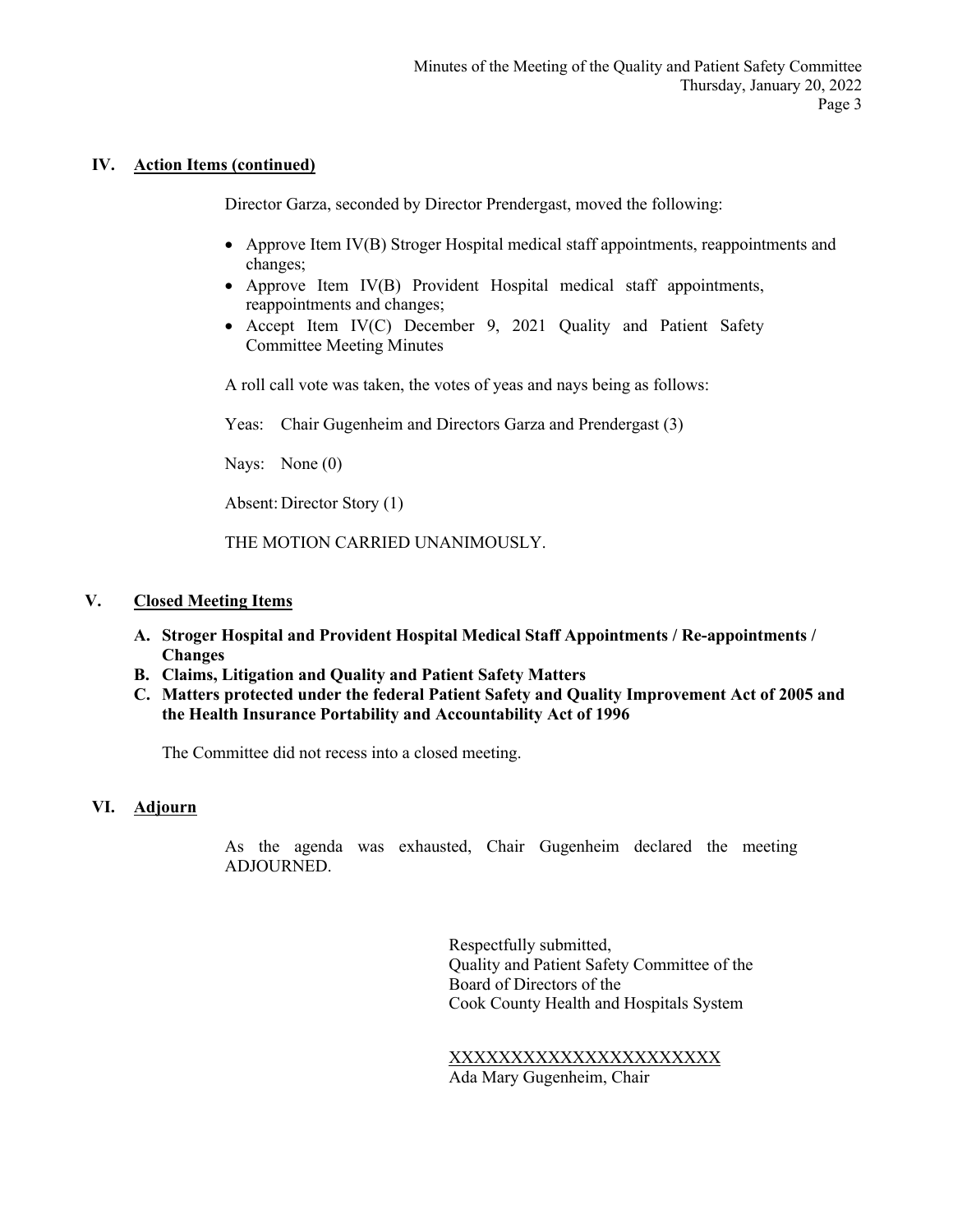## IV. Action Items (continued)

Director Garza, seconded by Director Prendergast, moved the following:

- Approve Item IV(B) Stroger Hospital medical staff appointments, reappointments and changes;
- Approve Item IV(B) Provident Hospital medical staff appointments, reappointments and changes;
- Accept Item IV(C) December 9, 2021 Quality and Patient Safety Committee Meeting Minutes

A roll call vote was taken, the votes of yeas and nays being as follows:

Yeas: Chair Gugenheim and Directors Garza and Prendergast (3)

Nays: None (0)

Absent: Director Story (1)

THE MOTION CARRIED UNANIMOUSLY.

## V. Closed Meeting Items

**A. Stroger Hospital and Provident Hospital Medical Staff Appointments / Re-appointments / Changes**
**B. Claims, Litigation and Quality and Patient Safety Matters**
**C. Matters protected under the federal Patient Safety and Quality Improvement Act of 2005 and the Health Insurance Portability and Accountability Act of 1996**

The Committee did not recess into a closed meeting.

## VI. Adjourn

As the agenda was exhausted, Chair Gugenheim declared the meeting ADJOURNED.

Respectfully submitted,
Quality and Patient Safety Committee of the
Board of Directors of the
Cook County Health and Hospitals System

XXXXXXXXXXXXXXXXXXXXXX
Ada Mary Gugenheim, Chair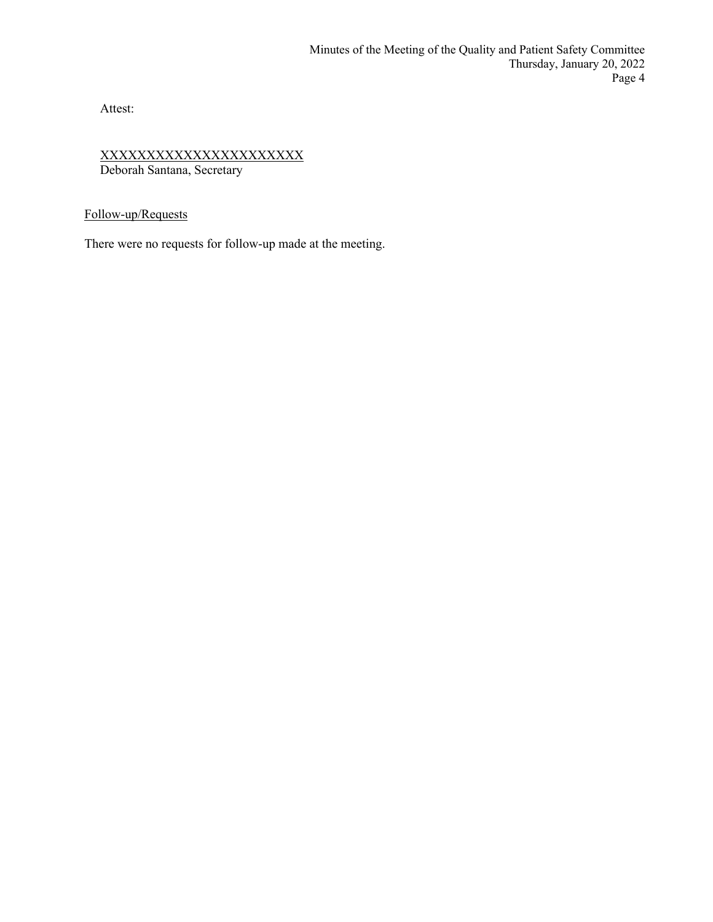Attest:

XXXXXXXXXXXXXXXXXXXXXXX
Deborah Santana, Secretary

Follow-up/Requests

There were no requests for follow-up made at the meeting.